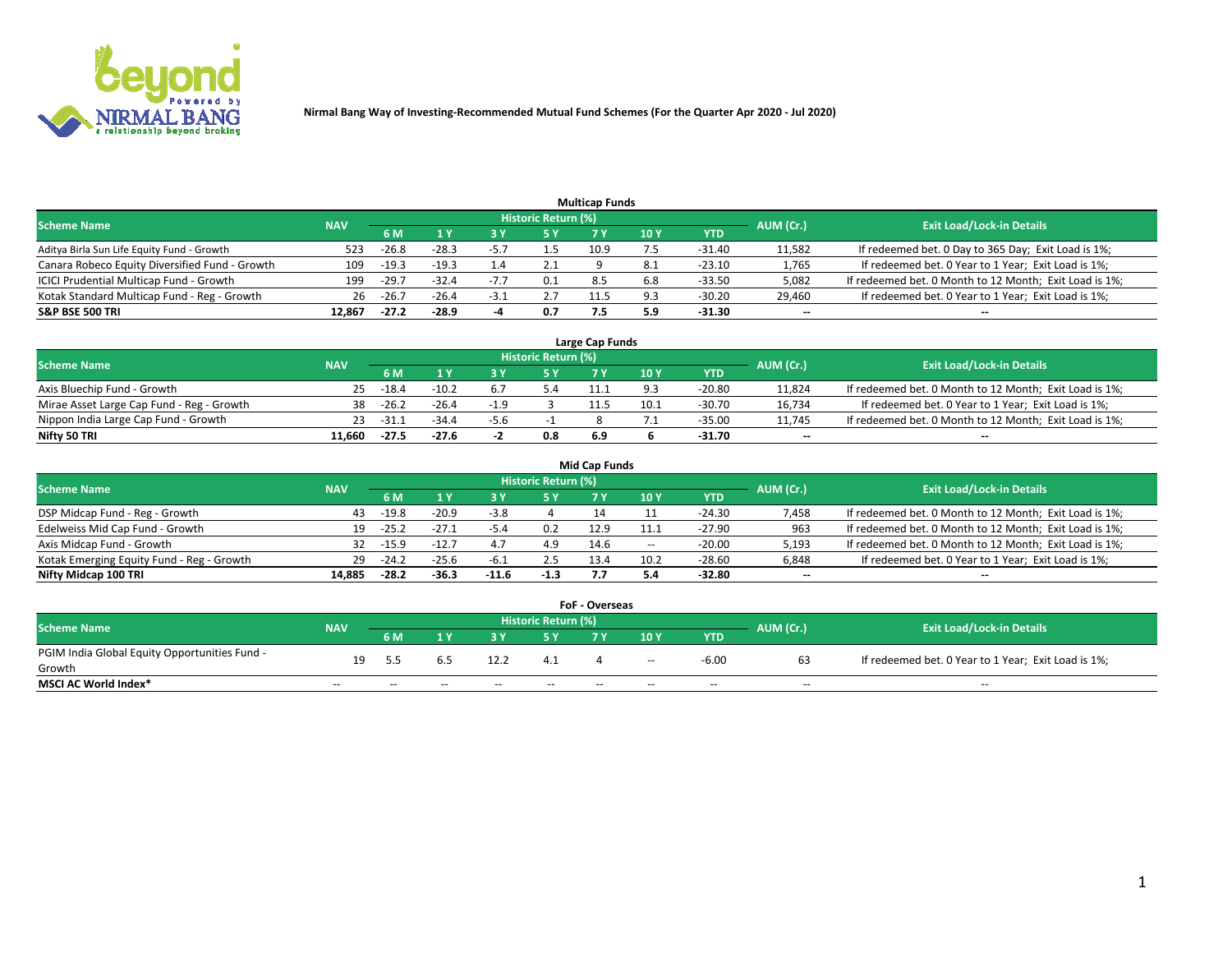# Nirmal Bang Way of Investing-Recommended Mutual Fund Schemes (For the Quarter Apr 2020 - Jul 2020)

## Multicap Funds

| Scheme Name | NAV | Historic Return (%) | | | | | | | AUM (Cr.) | Exit Load/Lock-in Details |
|---|---|---|---|---|---|---|---|---|---|---|
| | | 6 M | 1 Y | 3 Y | 5 Y | 7 Y | 10 Y | YTD | | |
| Aditya Birla Sun Life Equity Fund - Growth | 523 | -26.8 | -28.3 | -5.7 | 1.5 | 10.9 | 7.5 | -31.40 | 11,582 | If redeemed bet. 0 Day to 365 Day; Exit Load is 1%; |
| Canara Robeco Equity Diversified Fund - Growth | 109 | -19.3 | -19.3 | 1.4 | 2.1 | 9 | 8.1 | -23.10 | 1,765 | If redeemed bet. 0 Year to 1 Year; Exit Load is 1%; |
| ICICI Prudential Multicap Fund - Growth | 199 | -29.7 | -32.4 | -7.7 | 0.1 | 8.5 | 6.8 | -33.50 | 5,082 | If redeemed bet. 0 Month to 12 Month; Exit Load is 1%; |
| Kotak Standard Multicap Fund - Reg - Growth | 26 | -26.7 | -26.4 | -3.1 | 2.7 | 11.5 | 9.3 | -30.20 | 29,460 | If redeemed bet. 0 Year to 1 Year; Exit Load is 1%; |
| **S&P BSE 500 TRI** | **12,867** | **-27.2** | **-28.9** | **-4** | **0.7** | **7.5** | **5.9** | **-31.30** | **--** | **--** |

## Large Cap Funds

| Scheme Name | NAV | Historic Return (%) | | | | | | | AUM (Cr.) | Exit Load/Lock-in Details |
|---|---|---|---|---|---|---|---|---|---|---|
| | | 6 M | 1 Y | 3 Y | 5 Y | 7 Y | 10 Y | YTD | | |
| Axis Bluechip Fund - Growth | 25 | -18.4 | -10.2 | 6.7 | 5.4 | 11.1 | 9.3 | -20.80 | 11,824 | If redeemed bet. 0 Month to 12 Month; Exit Load is 1%; |
| Mirae Asset Large Cap Fund - Reg - Growth | 38 | -26.2 | -26.4 | -1.9 | 3 | 11.5 | 10.1 | -30.70 | 16,734 | If redeemed bet. 0 Year to 1 Year; Exit Load is 1%; |
| Nippon India Large Cap Fund - Growth | 23 | -31.1 | -34.4 | -5.6 | -1 | 8 | 7.1 | -35.00 | 11,745 | If redeemed bet. 0 Month to 12 Month; Exit Load is 1%; |
| **Nifty 50 TRI** | **11,660** | **-27.5** | **-27.6** | **-2** | **0.8** | **6.9** | **6** | **-31.70** | **--** | **--** |

## Mid Cap Funds

| Scheme Name | NAV | Historic Return (%) | | | | | | | AUM (Cr.) | Exit Load/Lock-in Details |
|---|---|---|---|---|---|---|---|---|---|---|
| | | 6 M | 1 Y | 3 Y | 5 Y | 7 Y | 10 Y | YTD | | |
| DSP Midcap Fund - Reg - Growth | 43 | -19.8 | -20.9 | -3.8 | 4 | 14 | 11 | -24.30 | 7,458 | If redeemed bet. 0 Month to 12 Month; Exit Load is 1%; |
| Edelweiss Mid Cap Fund - Growth | 19 | -25.2 | -27.1 | -5.4 | 0.2 | 12.9 | 11.1 | -27.90 | 963 | If redeemed bet. 0 Month to 12 Month; Exit Load is 1%; |
| Axis Midcap Fund - Growth | 32 | -15.9 | -12.7 | 4.7 | 4.9 | 14.6 | -- | -20.00 | 5,193 | If redeemed bet. 0 Month to 12 Month; Exit Load is 1%; |
| Kotak Emerging Equity Fund - Reg - Growth | 29 | -24.2 | -25.6 | -6.1 | 2.5 | 13.4 | 10.2 | -28.60 | 6,848 | If redeemed bet. 0 Year to 1 Year; Exit Load is 1%; |
| **Nifty Midcap 100 TRI** | **14,885** | **-28.2** | **-36.3** | **-11.6** | **-1.3** | **7.7** | **5.4** | **-32.80** | **--** | **--** |

## FoF - Overseas

| Scheme Name | NAV | Historic Return (%) | | | | | | | AUM (Cr.) | Exit Load/Lock-in Details |
|---|---|---|---|---|---|---|---|---|---|---|
| | | 6 M | 1 Y | 3 Y | 5 Y | 7 Y | 10 Y | YTD | | |
| PGIM India Global Equity Opportunities Fund - Growth | 19 | 5.5 | 6.5 | 12.2 | 4.1 | 4 | -- | -6.00 | 63 | If redeemed bet. 0 Year to 1 Year; Exit Load is 1%; |
| **MSCI AC World Index*** | -- | -- | -- | -- | -- | -- | -- | -- | -- | -- |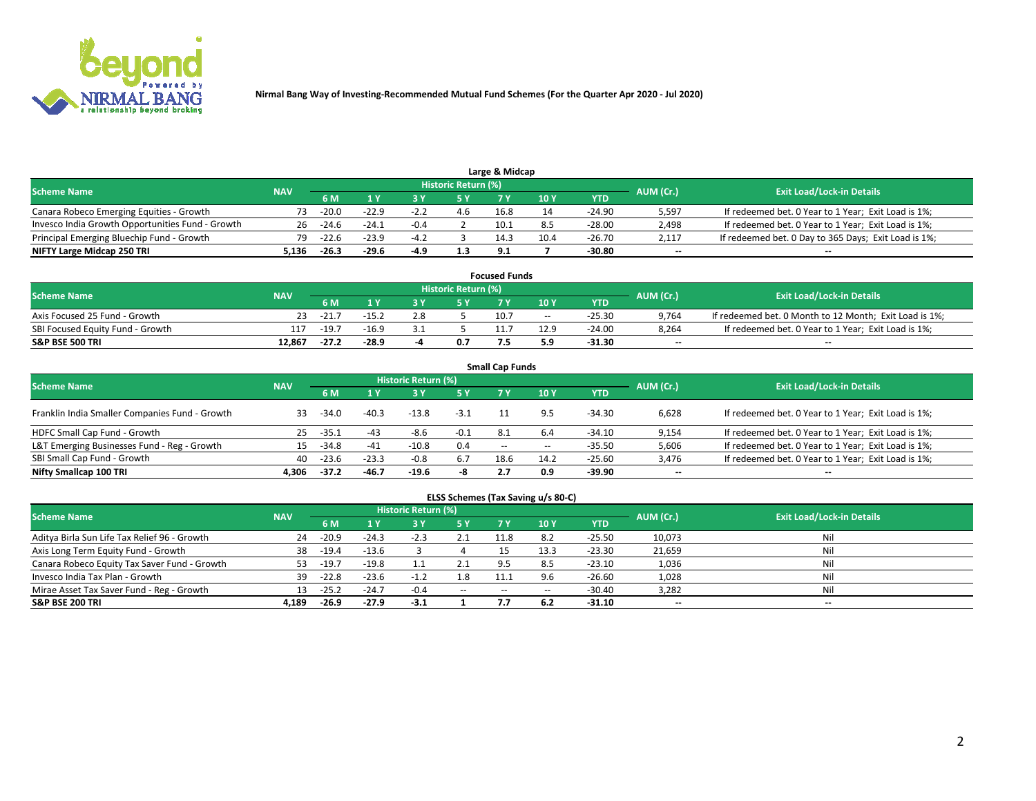Nirmal Bang Way of Investing-Recommended Mutual Fund Schemes (For the Quarter Apr 2020 - Jul 2020)

## Large & Midcap

| Scheme Name | NAV | Historic Return (%) | | | | | | | AUM (Cr.) | Exit Load/Lock-in Details |
|---|---|---|---|---|---|---|---|---|---|---|
| | | 6 M | 1 Y | 3 Y | 5 Y | 7 Y | 10 Y | YTD | | |
| Canara Robeco Emerging Equities - Growth | 73 | -20.0 | -22.9 | -2.2 | 4.6 | 16.8 | 14 | -24.90 | 5,597 | If redeemed bet. 0 Year to 1 Year; Exit Load is 1%; |
| Invesco India Growth Opportunities Fund - Growth | 26 | -24.6 | -24.1 | -0.4 | 2 | 10.1 | 8.5 | -28.00 | 2,498 | If redeemed bet. 0 Year to 1 Year; Exit Load is 1%; |
| Principal Emerging Bluechip Fund - Growth | 79 | -22.6 | -23.9 | -4.2 | 3 | 14.3 | 10.4 | -26.70 | 2,117 | If redeemed bet. 0 Day to 365 Days; Exit Load is 1%; |
| **NIFTY Large Midcap 250 TRI** | **5,136** | **-26.3** | **-29.6** | **-4.9** | **1.3** | **9.1** | **7** | **-30.80** | **--** | **--** |

## Focused Funds

| Scheme Name | NAV | Historic Return (%) | | | | | | | AUM (Cr.) | Exit Load/Lock-in Details |
|---|---|---|---|---|---|---|---|---|---|---|
| | | 6 M | 1 Y | 3 Y | 5 Y | 7 Y | 10 Y | YTD | | |
| Axis Focused 25 Fund - Growth | 23 | -21.7 | -15.2 | 2.8 | 5 | 10.7 | -- | -25.30 | 9,764 | If redeemed bet. 0 Month to 12 Month; Exit Load is 1%; |
| SBI Focused Equity Fund - Growth | 117 | -19.7 | -16.9 | 3.1 | 5 | 11.7 | 12.9 | -24.00 | 8,264 | If redeemed bet. 0 Year to 1 Year; Exit Load is 1%; |
| **S&P BSE 500 TRI** | **12,867** | **-27.2** | **-28.9** | **-4** | **0.7** | **7.5** | **5.9** | **-31.30** | **--** | **--** |

## Small Cap Funds

| Scheme Name | NAV | Historic Return (%) | | | | | | | AUM (Cr.) | Exit Load/Lock-in Details |
|---|---|---|---|---|---|---|---|---|---|---|
| | | 6 M | 1 Y | 3 Y | 5 Y | 7 Y | 10 Y | YTD | | |
| Franklin India Smaller Companies Fund - Growth | 33 | -34.0 | -40.3 | -13.8 | -3.1 | 11 | 9.5 | -34.30 | 6,628 | If redeemed bet. 0 Year to 1 Year; Exit Load is 1%; |
| HDFC Small Cap Fund - Growth | 25 | -35.1 | -43 | -8.6 | -0.1 | 8.1 | 6.4 | -34.10 | 9,154 | If redeemed bet. 0 Year to 1 Year; Exit Load is 1%; |
| L&T Emerging Businesses Fund - Reg - Growth | 15 | -34.8 | -41 | -10.8 | 0.4 | -- | -- | -35.50 | 5,606 | If redeemed bet. 0 Year to 1 Year; Exit Load is 1%; |
| SBI Small Cap Fund - Growth | 40 | -23.6 | -23.3 | -0.8 | 6.7 | 18.6 | 14.2 | -25.60 | 3,476 | If redeemed bet. 0 Year to 1 Year; Exit Load is 1%; |
| **Nifty Smallcap 100 TRI** | **4,306** | **-37.2** | **-46.7** | **-19.6** | **-8** | **2.7** | **0.9** | **-39.90** | **--** | **--** |

## ELSS Schemes (Tax Saving u/s 80-C)

| Scheme Name | NAV | Historic Return (%) | | | | | | | AUM (Cr.) | Exit Load/Lock-in Details |
|---|---|---|---|---|---|---|---|---|---|---|
| | | 6 M | 1 Y | 3 Y | 5 Y | 7 Y | 10 Y | YTD | | |
| Aditya Birla Sun Life Tax Relief 96 - Growth | 24 | -20.9 | -24.3 | -2.3 | 2.1 | 11.8 | 8.2 | -25.50 | 10,073 | Nil |
| Axis Long Term Equity Fund - Growth | 38 | -19.4 | -13.6 | 3 | 4 | 15 | 13.3 | -23.30 | 21,659 | Nil |
| Canara Robeco Equity Tax Saver Fund - Growth | 53 | -19.7 | -19.8 | 1.1 | 2.1 | 9.5 | 8.5 | -23.10 | 1,036 | Nil |
| Invesco India Tax Plan - Growth | 39 | -22.8 | -23.6 | -1.2 | 1.8 | 11.1 | 9.6 | -26.60 | 1,028 | Nil |
| Mirae Asset Tax Saver Fund - Reg - Growth | 13 | -25.2 | -24.7 | -0.4 | -- | -- | -- | -30.40 | 3,282 | Nil |
| **S&P BSE 200 TRI** | **4,189** | **-26.9** | **-27.9** | **-3.1** | **1** | **7.7** | **6.2** | **-31.10** | **--** | **--** |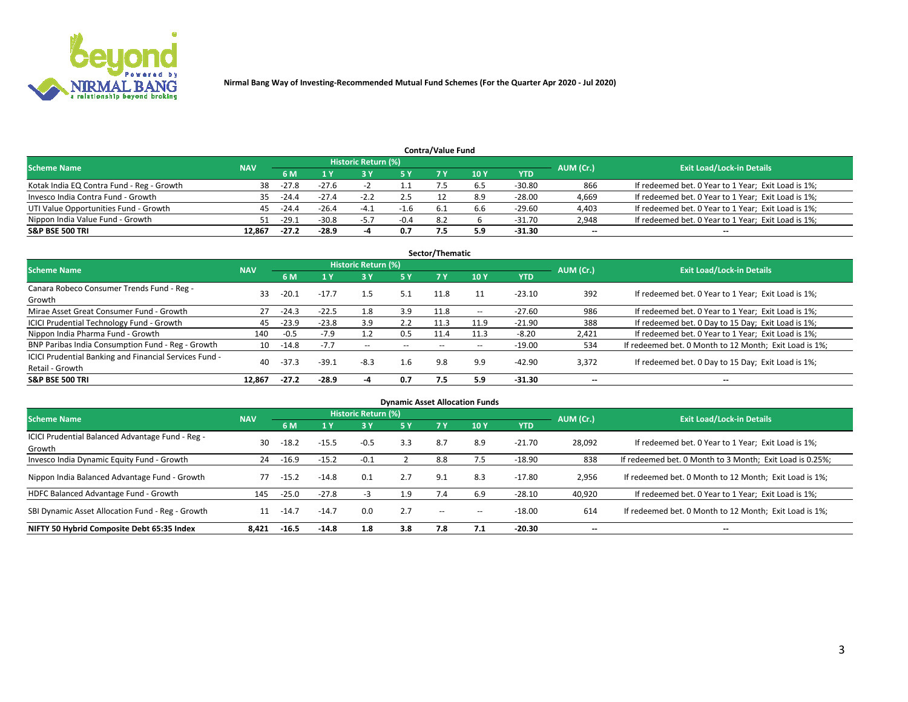Nirmal Bang Way of Investing-Recommended Mutual Fund Schemes (For the Quarter Apr 2020 - Jul 2020)

## Contra/Value Fund

| Scheme Name | NAV | Historic Return (%) | | | | | | | AUM (Cr.) | Exit Load/Lock-in Details |
|---|---|---|---|---|---|---|---|---|---|---|
| | | 6 M | 1 Y | 3 Y | 5 Y | 7 Y | 10 Y | YTD | | |
| Kotak India EQ Contra Fund - Reg - Growth | 38 | -27.8 | -27.6 | -2 | 1.1 | 7.5 | 6.5 | -30.80 | 866 | If redeemed bet. 0 Year to 1 Year; Exit Load is 1%; |
| Invesco India Contra Fund - Growth | 35 | -24.4 | -27.4 | -2.2 | 2.5 | 12 | 8.9 | -28.00 | 4,669 | If redeemed bet. 0 Year to 1 Year; Exit Load is 1%; |
| UTI Value Opportunities Fund - Growth | 45 | -24.4 | -26.4 | -4.1 | -1.6 | 6.1 | 6.6 | -29.60 | 4,403 | If redeemed bet. 0 Year to 1 Year; Exit Load is 1%; |
| Nippon India Value Fund - Growth | 51 | -29.1 | -30.8 | -5.7 | -0.4 | 8.2 | 6 | -31.70 | 2,948 | If redeemed bet. 0 Year to 1 Year; Exit Load is 1%; |
| **S&P BSE 500 TRI** | **12,867** | **-27.2** | **-28.9** | **-4** | **0.7** | **7.5** | **5.9** | **-31.30** | **--** | **--** |

## Sector/Thematic

| Scheme Name | NAV | Historic Return (%) | | | | | | | AUM (Cr.) | Exit Load/Lock-in Details |
|---|---|---|---|---|---|---|---|---|---|---|
| | | 6 M | 1 Y | 3 Y | 5 Y | 7 Y | 10 Y | YTD | | |
| Canara Robeco Consumer Trends Fund - Reg - Growth | 33 | -20.1 | -17.7 | 1.5 | 5.1 | 11.8 | 11 | -23.10 | 392 | If redeemed bet. 0 Year to 1 Year; Exit Load is 1%; |
| Mirae Asset Great Consumer Fund - Growth | 27 | -24.3 | -22.5 | 1.8 | 3.9 | 11.8 | -- | -27.60 | 986 | If redeemed bet. 0 Year to 1 Year; Exit Load is 1%; |
| ICICI Prudential Technology Fund - Growth | 45 | -23.9 | -23.8 | 3.9 | 2.2 | 11.3 | 11.9 | -21.90 | 388 | If redeemed bet. 0 Day to 15 Day; Exit Load is 1%; |
| Nippon India Pharma Fund - Growth | 140 | -0.5 | -7.9 | 1.2 | 0.5 | 11.4 | 11.3 | -8.20 | 2,421 | If redeemed bet. 0 Year to 1 Year; Exit Load is 1%; |
| BNP Paribas India Consumption Fund - Reg - Growth | 10 | -14.8 | -7.7 | -- | -- | -- | -- | -19.00 | 534 | If redeemed bet. 0 Month to 12 Month; Exit Load is 1%; |
| ICICI Prudential Banking and Financial Services Fund - Retail - Growth | 40 | -37.3 | -39.1 | -8.3 | 1.6 | 9.8 | 9.9 | -42.90 | 3,372 | If redeemed bet. 0 Day to 15 Day; Exit Load is 1%; |
| **S&P BSE 500 TRI** | **12,867** | **-27.2** | **-28.9** | **-4** | **0.7** | **7.5** | **5.9** | **-31.30** | **--** | **--** |

## Dynamic Asset Allocation Funds

| Scheme Name | NAV | Historic Return (%) | | | | | | | AUM (Cr.) | Exit Load/Lock-in Details |
|---|---|---|---|---|---|---|---|---|---|---|
| | | 6 M | 1 Y | 3 Y | 5 Y | 7 Y | 10 Y | YTD | | |
| ICICI Prudential Balanced Advantage Fund - Reg - Growth | 30 | -18.2 | -15.5 | -0.5 | 3.3 | 8.7 | 8.9 | -21.70 | 28,092 | If redeemed bet. 0 Year to 1 Year; Exit Load is 1%; |
| Invesco India Dynamic Equity Fund - Growth | 24 | -16.9 | -15.2 | -0.1 | 2 | 8.8 | 7.5 | -18.90 | 838 | If redeemed bet. 0 Month to 3 Month; Exit Load is 0.25%; |
| Nippon India Balanced Advantage Fund - Growth | 77 | -15.2 | -14.8 | 0.1 | 2.7 | 9.1 | 8.3 | -17.80 | 2,956 | If redeemed bet. 0 Month to 12 Month; Exit Load is 1%; |
| HDFC Balanced Advantage Fund - Growth | 145 | -25.0 | -27.8 | -3 | 1.9 | 7.4 | 6.9 | -28.10 | 40,920 | If redeemed bet. 0 Year to 1 Year; Exit Load is 1%; |
| SBI Dynamic Asset Allocation Fund - Reg - Growth | 11 | -14.7 | -14.7 | 0.0 | 2.7 | -- | -- | -18.00 | 614 | If redeemed bet. 0 Month to 12 Month; Exit Load is 1%; |
| **NIFTY 50 Hybrid Composite Debt 65:35 Index** | **8,421** | **-16.5** | **-14.8** | **1.8** | **3.8** | **7.8** | **7.1** | **-20.30** | **--** | **--** |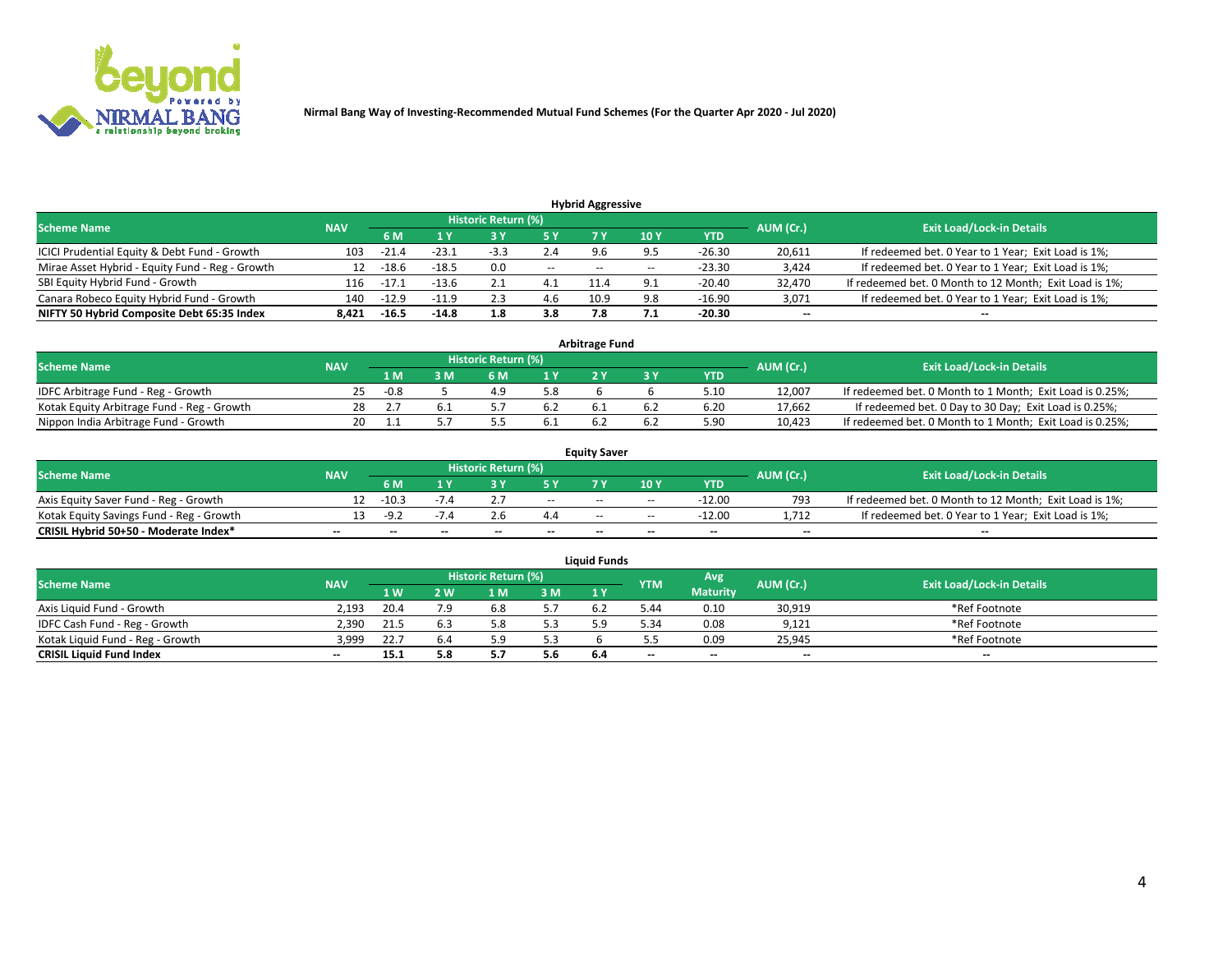Nirmal Bang Way of Investing-Recommended Mutual Fund Schemes (For the Quarter Apr 2020 - Jul 2020)

## Hybrid Aggressive

| Scheme Name | NAV | Historic Return (%) | | | | | | | AUM (Cr.) | Exit Load/Lock-in Details |
|---|---|---|---|---|---|---|---|---|---|---|
| | | 6 M | 1 Y | 3 Y | 5 Y | 7 Y | 10 Y | YTD | | |
| ICICI Prudential Equity & Debt Fund - Growth | 103 | -21.4 | -23.1 | -3.3 | 2.4 | 9.6 | 9.5 | -26.30 | 20,611 | If redeemed bet. 0 Year to 1 Year; Exit Load is 1%; |
| Mirae Asset Hybrid - Equity Fund - Reg - Growth | 12 | -18.6 | -18.5 | 0.0 | -- | -- | -- | -23.30 | 3,424 | If redeemed bet. 0 Year to 1 Year; Exit Load is 1%; |
| SBI Equity Hybrid Fund - Growth | 116 | -17.1 | -13.6 | 2.1 | 4.1 | 11.4 | 9.1 | -20.40 | 32,470 | If redeemed bet. 0 Month to 12 Month; Exit Load is 1%; |
| Canara Robeco Equity Hybrid Fund - Growth | 140 | -12.9 | -11.9 | 2.3 | 4.6 | 10.9 | 9.8 | -16.90 | 3,071 | If redeemed bet. 0 Year to 1 Year; Exit Load is 1%; |
| **NIFTY 50 Hybrid Composite Debt 65:35 Index** | **8,421** | **-16.5** | **-14.8** | **1.8** | **3.8** | **7.8** | **7.1** | **-20.30** | **--** | **--** |

## Arbitrage Fund

| Scheme Name | NAV | Historic Return (%) | | | | | | | AUM (Cr.) | Exit Load/Lock-in Details |
|---|---|---|---|---|---|---|---|---|---|---|
| | | 1 M | 3 M | 6 M | 1 Y | 2 Y | 3 Y | YTD | | |
| IDFC Arbitrage Fund - Reg - Growth | 25 | -0.8 | 5 | 4.9 | 5.8 | 6 | 6 | 5.10 | 12,007 | If redeemed bet. 0 Month to 1 Month; Exit Load is 0.25%; |
| Kotak Equity Arbitrage Fund - Reg - Growth | 28 | 2.7 | 6.1 | 5.7 | 6.2 | 6.1 | 6.2 | 6.20 | 17,662 | If redeemed bet. 0 Day to 30 Day; Exit Load is 0.25%; |
| Nippon India Arbitrage Fund - Growth | 20 | 1.1 | 5.7 | 5.5 | 6.1 | 6.2 | 6.2 | 5.90 | 10,423 | If redeemed bet. 0 Month to 1 Month; Exit Load is 0.25%; |

## Equity Saver

| Scheme Name | NAV | Historic Return (%) | | | | | | | AUM (Cr.) | Exit Load/Lock-in Details |
|---|---|---|---|---|---|---|---|---|---|---|
| | | 6 M | 1 Y | 3 Y | 5 Y | 7 Y | 10 Y | YTD | | |
| Axis Equity Saver Fund - Reg - Growth | 12 | -10.3 | -7.4 | 2.7 | -- | -- | -- | -12.00 | 793 | If redeemed bet. 0 Month to 12 Month; Exit Load is 1%; |
| Kotak Equity Savings Fund - Reg - Growth | 13 | -9.2 | -7.4 | 2.6 | 4.4 | -- | -- | -12.00 | 1,712 | If redeemed bet. 0 Year to 1 Year; Exit Load is 1%; |
| **CRISIL Hybrid 50+50 - Moderate Index*** | **--** | **--** | **--** | **--** | **--** | **--** | **--** | **--** | **--** | **--** |

## Liquid Funds

| Scheme Name | NAV | Historic Return (%) | | | | | YTM | Avg Maturity | AUM (Cr.) | Exit Load/Lock-in Details |
|---|---|---|---|---|---|---|---|---|---|---|
| | | 1 W | 2 W | 1 M | 3 M | 1 Y | | | | |
| Axis Liquid Fund - Growth | 2,193 | 20.4 | 7.9 | 6.8 | 5.7 | 6.2 | 5.44 | 0.10 | 30,919 | *Ref Footnote |
| IDFC Cash Fund - Reg - Growth | 2,390 | 21.5 | 6.3 | 5.8 | 5.3 | 5.9 | 5.34 | 0.08 | 9,121 | *Ref Footnote |
| Kotak Liquid Fund - Reg - Growth | 3,999 | 22.7 | 6.4 | 5.9 | 5.3 | 6 | 5.5 | 0.09 | 25,945 | *Ref Footnote |
| **CRISIL Liquid Fund Index** | **--** | **15.1** | **5.8** | **5.7** | **5.6** | **6.4** | **--** | **--** | **--** | **--** |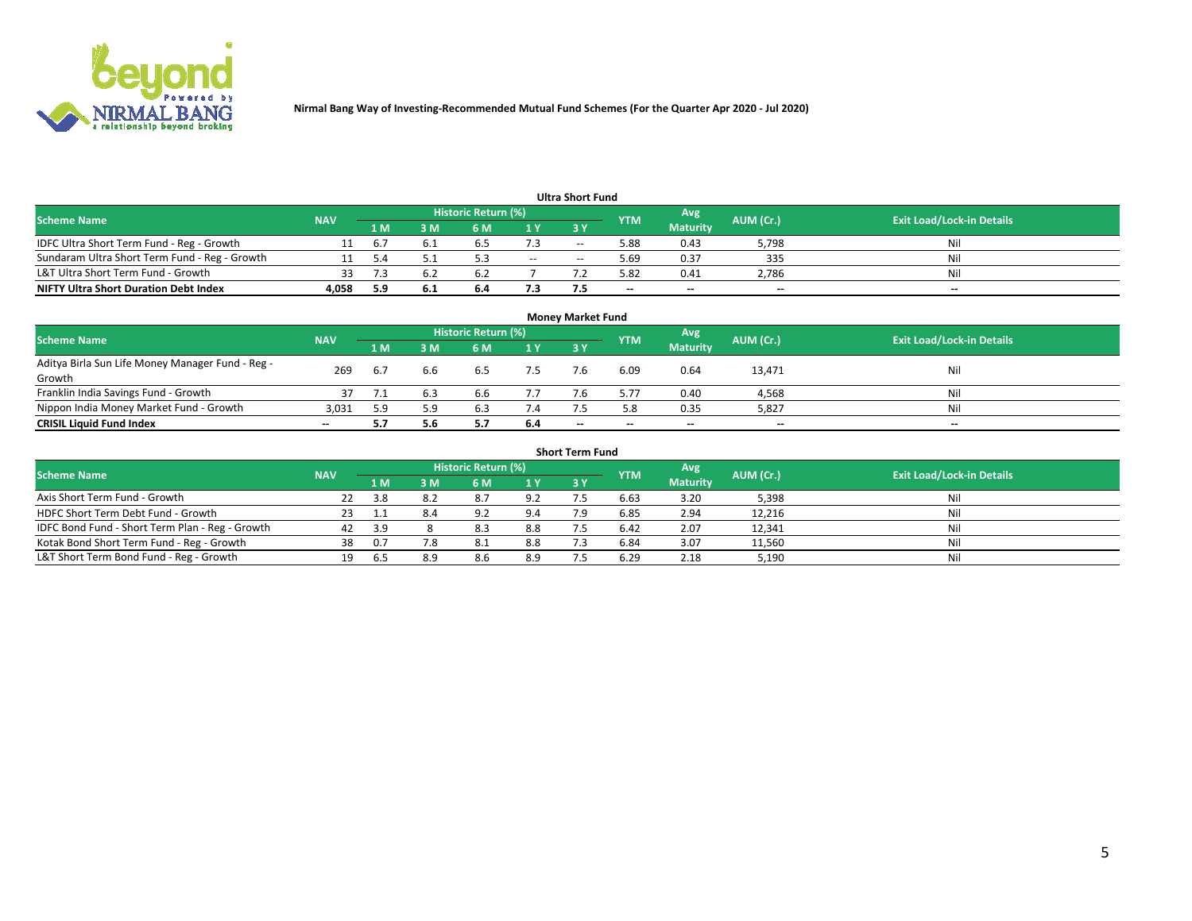Nirmal Bang Way of Investing-Recommended Mutual Fund Schemes (For the Quarter Apr 2020 - Jul 2020)

## Ultra Short Fund

| Scheme Name | NAV | Historic Return (%) | | | | | YTM | Avg Maturity | AUM (Cr.) | Exit Load/Lock-in Details |
|---|---|---|---|---|---|---|---|---|---|---|
| | | 1 M | 3 M | 6 M | 1 Y | 3 Y | | | | |
| IDFC Ultra Short Term Fund - Reg - Growth | 11 | 6.7 | 6.1 | 6.5 | 7.3 | -- | 5.88 | 0.43 | 5,798 | Nil |
| Sundaram Ultra Short Term Fund - Reg - Growth | 11 | 5.4 | 5.1 | 5.3 | -- | -- | 5.69 | 0.37 | 335 | Nil |
| L&T Ultra Short Term Fund - Growth | 33 | 7.3 | 6.2 | 6.2 | 7 | 7.2 | 5.82 | 0.41 | 2,786 | Nil |
| **NIFTY Ultra Short Duration Debt Index** | **4,058** | **5.9** | **6.1** | **6.4** | **7.3** | **7.5** | **--** | **--** | **--** | **--** |

## Money Market Fund

| Scheme Name | NAV | Historic Return (%) | | | | | YTM | Avg Maturity | AUM (Cr.) | Exit Load/Lock-in Details |
|---|---|---|---|---|---|---|---|---|---|---|
| | | 1 M | 3 M | 6 M | 1 Y | 3 Y | | | | |
| Aditya Birla Sun Life Money Manager Fund - Reg - Growth | 269 | 6.7 | 6.6 | 6.5 | 7.5 | 7.6 | 6.09 | 0.64 | 13,471 | Nil |
| Franklin India Savings Fund - Growth | 37 | 7.1 | 6.3 | 6.6 | 7.7 | 7.6 | 5.77 | 0.40 | 4,568 | Nil |
| Nippon India Money Market Fund - Growth | 3,031 | 5.9 | 5.9 | 6.3 | 7.4 | 7.5 | 5.8 | 0.35 | 5,827 | Nil |
| **CRISIL Liquid Fund Index** | **--** | **5.7** | **5.6** | **5.7** | **6.4** | **--** | **--** | **--** | **--** | **--** |

## Short Term Fund

| Scheme Name | NAV | Historic Return (%) | | | | | YTM | Avg Maturity | AUM (Cr.) | Exit Load/Lock-in Details |
|---|---|---|---|---|---|---|---|---|---|---|
| | | 1 M | 3 M | 6 M | 1 Y | 3 Y | | | | |
| Axis Short Term Fund - Growth | 22 | 3.8 | 8.2 | 8.7 | 9.2 | 7.5 | 6.63 | 3.20 | 5,398 | Nil |
| HDFC Short Term Debt Fund - Growth | 23 | 1.1 | 8.4 | 9.2 | 9.4 | 7.9 | 6.85 | 2.94 | 12,216 | Nil |
| IDFC Bond Fund - Short Term Plan - Reg - Growth | 42 | 3.9 | 8 | 8.3 | 8.8 | 7.5 | 6.42 | 2.07 | 12,341 | Nil |
| Kotak Bond Short Term Fund - Reg - Growth | 38 | 0.7 | 7.8 | 8.1 | 8.8 | 7.3 | 6.84 | 3.07 | 11,560 | Nil |
| L&T Short Term Bond Fund - Reg - Growth | 19 | 6.5 | 8.9 | 8.6 | 8.9 | 7.5 | 6.29 | 2.18 | 5,190 | Nil |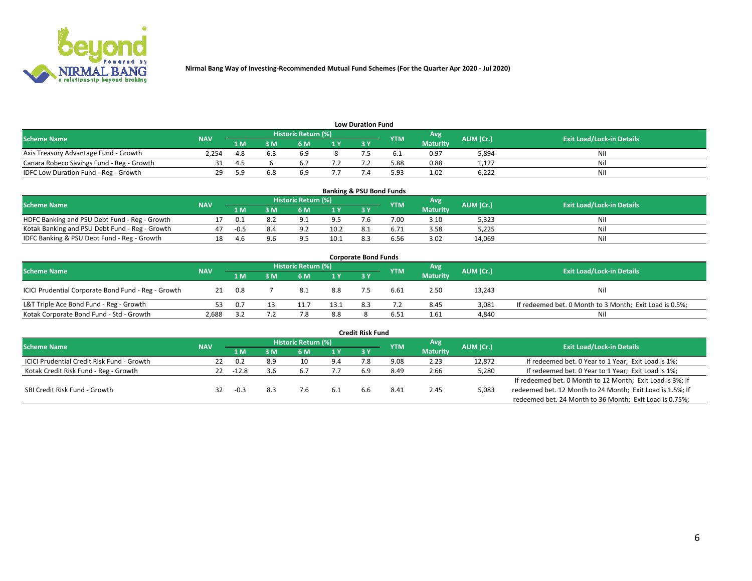Nirmal Bang Way of Investing-Recommended Mutual Fund Schemes (For the Quarter Apr 2020 - Jul 2020)

### Low Duration Fund

| Scheme Name | NAV | Historic Return (%) | | | | | YTM | Avg Maturity | AUM (Cr.) | Exit Load/Lock-in Details |
|---|---|---|---|---|---|---|---|---|---|---|
| | | 1 M | 3 M | 6 M | 1 Y | 3 Y | | | | |
| Axis Treasury Advantage Fund - Growth | 2,254 | 4.8 | 6.3 | 6.9 | 8 | 7.5 | 6.1 | 0.97 | 5,894 | Nil |
| Canara Robeco Savings Fund - Reg - Growth | 31 | 4.5 | 6 | 6.2 | 7.2 | 7.2 | 5.88 | 0.88 | 1,127 | Nil |
| IDFC Low Duration Fund - Reg - Growth | 29 | 5.9 | 6.8 | 6.9 | 7.7 | 7.4 | 5.93 | 1.02 | 6,222 | Nil |

### Banking & PSU Bond Funds

| Scheme Name | NAV | Historic Return (%) | | | | | YTM | Avg Maturity | AUM (Cr.) | Exit Load/Lock-in Details |
|---|---|---|---|---|---|---|---|---|---|---|
| | | 1 M | 3 M | 6 M | 1 Y | 3 Y | | | | |
| HDFC Banking and PSU Debt Fund - Reg - Growth | 17 | 0.1 | 8.2 | 9.1 | 9.5 | 7.6 | 7.00 | 3.10 | 5,323 | Nil |
| Kotak Banking and PSU Debt Fund - Reg - Growth | 47 | -0.5 | 8.4 | 9.2 | 10.2 | 8.1 | 6.71 | 3.58 | 5,225 | Nil |
| IDFC Banking & PSU Debt Fund - Reg - Growth | 18 | 4.6 | 9.6 | 9.5 | 10.1 | 8.3 | 6.56 | 3.02 | 14,069 | Nil |

### Corporate Bond Funds

| Scheme Name | NAV | Historic Return (%) | | | | | YTM | Avg Maturity | AUM (Cr.) | Exit Load/Lock-in Details |
|---|---|---|---|---|---|---|---|---|---|---|
| | | 1 M | 3 M | 6 M | 1 Y | 3 Y | | | | |
| ICICI Prudential Corporate Bond Fund - Reg - Growth | 21 | 0.8 | 7 | 8.1 | 8.8 | 7.5 | 6.61 | 2.50 | 13,243 | Nil |
| L&T Triple Ace Bond Fund - Reg - Growth | 53 | 0.7 | 13 | 11.7 | 13.1 | 8.3 | 7.2 | 8.45 | 3,081 | If redeemed bet. 0 Month to 3 Month; Exit Load is 0.5%; |
| Kotak Corporate Bond Fund - Std - Growth | 2,688 | 3.2 | 7.2 | 7.8 | 8.8 | 8 | 6.51 | 1.61 | 4,840 | Nil |

### Credit Risk Fund

| Scheme Name | NAV | Historic Return (%) | | | | | YTM | Avg Maturity | AUM (Cr.) | Exit Load/Lock-in Details |
|---|---|---|---|---|---|---|---|---|---|---|
| | | 1 M | 3 M | 6 M | 1 Y | 3 Y | | | | |
| ICICI Prudential Credit Risk Fund - Growth | 22 | 0.2 | 8.9 | 10 | 9.4 | 7.8 | 9.08 | 2.23 | 12,872 | If redeemed bet. 0 Year to 1 Year; Exit Load is 1%; |
| Kotak Credit Risk Fund - Reg - Growth | 22 | -12.8 | 3.6 | 6.7 | 7.7 | 6.9 | 8.49 | 2.66 | 5,280 | If redeemed bet. 0 Year to 1 Year; Exit Load is 1%; |
| SBI Credit Risk Fund - Growth | 32 | -0.3 | 8.3 | 7.6 | 6.1 | 6.6 | 8.41 | 2.45 | 5,083 | If redeemed bet. 0 Month to 12 Month; Exit Load is 3%; If redeemed bet. 12 Month to 24 Month; Exit Load is 1.5%; If redeemed bet. 24 Month to 36 Month; Exit Load is 0.75%; |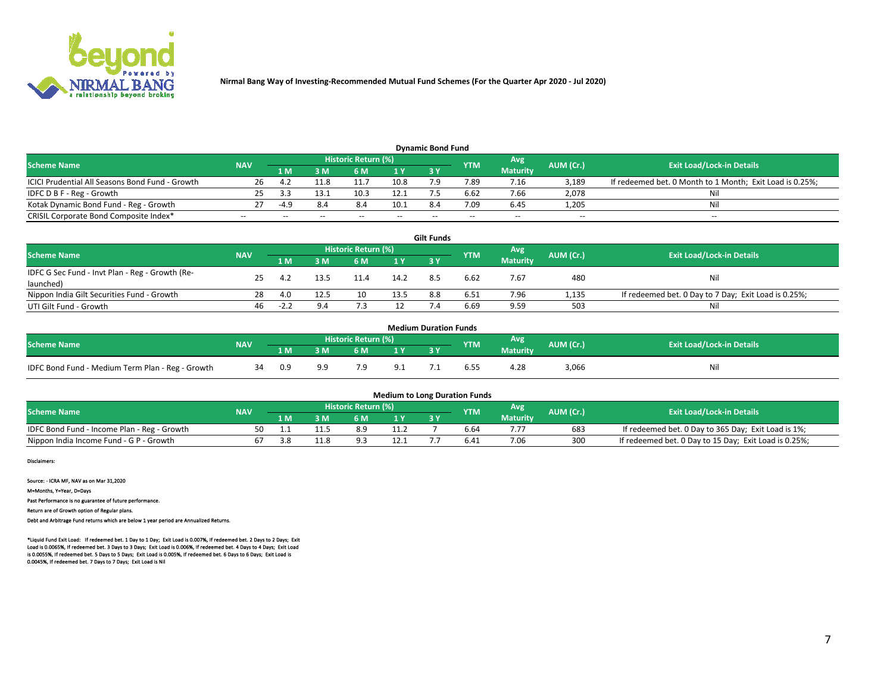**Nirmal Bang Way of Investing-Recommended Mutual Fund Schemes (For the Quarter Apr 2020 - Jul 2020)**

### Dynamic Bond Fund

| Scheme Name | NAV | Historic Return (%) | | | | | YTM | Avg Maturity | AUM (Cr.) | Exit Load/Lock-in Details |
|---|---|---|---|---|---|---|---|---|---|---|
| | | 1 M | 3 M | 6 M | 1 Y | 3 Y | | | | |
| ICICI Prudential All Seasons Bond Fund - Growth | 26 | 4.2 | 11.8 | 11.7 | 10.8 | 7.9 | 7.89 | 7.16 | 3,189 | If redeemed bet. 0 Month to 1 Month; Exit Load is 0.25%; |
| IDFC D B F - Reg - Growth | 25 | 3.3 | 13.1 | 10.3 | 12.1 | 7.5 | 6.62 | 7.66 | 2,078 | Nil |
| Kotak Dynamic Bond Fund - Reg - Growth | 27 | -4.9 | 8.4 | 8.4 | 10.1 | 8.4 | 7.09 | 6.45 | 1,205 | Nil |
| CRISIL Corporate Bond Composite Index* | -- | -- | -- | -- | -- | -- | -- | -- | -- | -- |

### Gilt Funds

| Scheme Name | NAV | Historic Return (%) | | | | | YTM | Avg Maturity | AUM (Cr.) | Exit Load/Lock-in Details |
|---|---|---|---|---|---|---|---|---|---|---|
| | | 1 M | 3 M | 6 M | 1 Y | 3 Y | | | | |
| IDFC G Sec Fund - Invt Plan - Reg - Growth (Re-launched) | 25 | 4.2 | 13.5 | 11.4 | 14.2 | 8.5 | 6.62 | 7.67 | 480 | Nil |
| Nippon India Gilt Securities Fund - Growth | 28 | 4.0 | 12.5 | 10 | 13.5 | 8.8 | 6.51 | 7.96 | 1,135 | If redeemed bet. 0 Day to 7 Day; Exit Load is 0.25%; |
| UTI Gilt Fund - Growth | 46 | -2.2 | 9.4 | 7.3 | 12 | 7.4 | 6.69 | 9.59 | 503 | Nil |

### Medium Duration Funds

| Scheme Name | NAV | Historic Return (%) | | | | | YTM | Avg Maturity | AUM (Cr.) | Exit Load/Lock-in Details |
|---|---|---|---|---|---|---|---|---|---|---|
| | | 1 M | 3 M | 6 M | 1 Y | 3 Y | | | | |
| IDFC Bond Fund - Medium Term Plan - Reg - Growth | 34 | 0.9 | 9.9 | 7.9 | 9.1 | 7.1 | 6.55 | 4.28 | 3,066 | Nil |

### Medium to Long Duration Funds

| Scheme Name | NAV | Historic Return (%) | | | | | YTM | Avg Maturity | AUM (Cr.) | Exit Load/Lock-in Details |
|---|---|---|---|---|---|---|---|---|---|---|
| | | 1 M | 3 M | 6 M | 1 Y | 3 Y | | | | |
| IDFC Bond Fund - Income Plan - Reg - Growth | 50 | 1.1 | 11.5 | 8.9 | 11.2 | 7 | 6.64 | 7.77 | 683 | If redeemed bet. 0 Day to 365 Day; Exit Load is 1%; |
| Nippon India Income Fund - G P - Growth | 67 | 3.8 | 11.8 | 9.3 | 12.1 | 7.7 | 6.41 | 7.06 | 300 | If redeemed bet. 0 Day to 15 Day; Exit Load is 0.25%; |

Disclaimers:

Source: - ICRA MF, NAV as on Mar 31,2020

M=Months, Y=Year, D=Days

Past Performance is no guarantee of future performance.

Return are of Growth option of Regular plans.

Debt and Arbitrage Fund returns which are below 1 year period are Annualized Returns.

*Liquid Fund Exit Load: If redeemed bet. 1 Day to 1 Day; Exit Load is 0.007%, If redeemed bet. 2 Days to 2 Days; Exit Load is 0.0065%, If redeemed bet. 3 Days to 3 Days; Exit Load is 0.006%, If redeemed bet. 4 Days to 4 Days; Exit Load is 0.0055%, If redeemed bet. 5 Days to 5 Days; Exit Load is 0.005%, If redeemed bet. 6 Days to 6 Days; Exit Load is 0.0045%, If redeemed bet. 7 Days to 7 Days; Exit Load is Nil